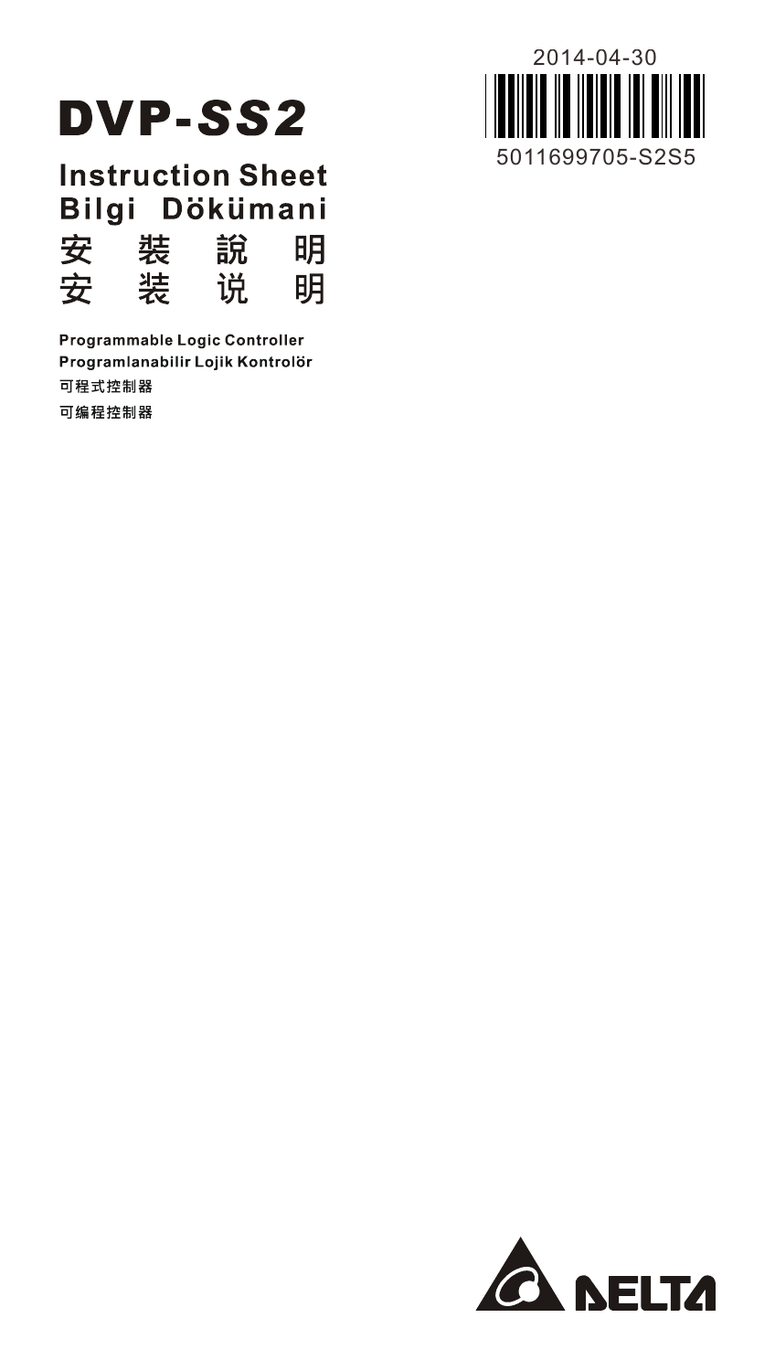2014-04-30

5011699705-S2S5

# DVP-*SS2*

## Instruction Sheet
## Bilgi Dökümani
## 安　装　說　明
## 安　装　说　明

**Programmable Logic Controller**

**Programlanabilir Lojik Kontrolör**

**可程式控制器**

**可编程控制器**

DELTA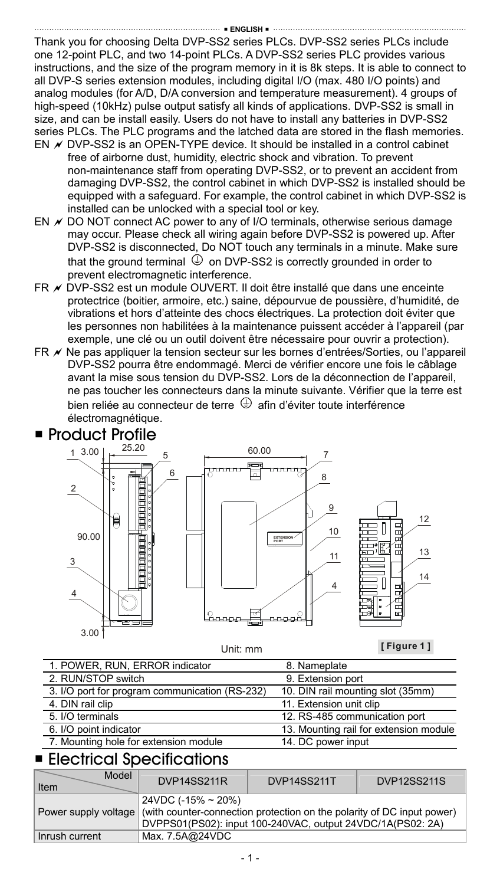■ ENGLISH ■

Thank you for choosing Delta DVP-SS2 series PLCs. DVP-SS2 series PLCs include one 12-point PLC, and two 14-point PLCs. A DVP-SS2 series PLC provides various instructions, and the size of the program memory in it is 8k steps. It is able to connect to all DVP-S series extension modules, including digital I/O (max. 480 I/O points) and analog modules (for A/D, D/A conversion and temperature measurement). 4 groups of high-speed (10kHz) pulse output satisfy all kinds of applications. DVP-SS2 is small in size, and can be install easily. Users do not have to install any batteries in DVP-SS2 series PLCs. The PLC programs and the latched data are stored in the flash memories.

- EN ≁ DVP-SS2 is an OPEN-TYPE device. It should be installed in a control cabinet free of airborne dust, humidity, electric shock and vibration. To prevent non-maintenance staff from operating DVP-SS2, or to prevent an accident from damaging DVP-SS2, the control cabinet in which DVP-SS2 is installed should be equipped with a safeguard. For example, the control cabinet in which DVP-SS2 is installed can be unlocked with a special tool or key.
- EN ≁ DO NOT connect AC power to any of I/O terminals, otherwise serious damage may occur. Please check all wiring again before DVP-SS2 is powered up. After DVP-SS2 is disconnected, Do NOT touch any terminals in a minute. Make sure that the ground terminal ⏚ on DVP-SS2 is correctly grounded in order to prevent electromagnetic interference.
- FR ≁ DVP-SS2 est un module OUVERT. Il doit être installé que dans une enceinte protectrice (boitier, armoire, etc.) saine, dépourvue de poussière, d'humidité, de vibrations et hors d'atteinte des chocs électriques. La protection doit éviter que les personnes non habilitées à la maintenance puissent accéder à l'appareil (par exemple, une clé ou un outil doivent être nécessaire pour ouvrir a protection).
- FR ≁ Ne pas appliquer la tension secteur sur les bornes d'entrées/Sorties, ou l'appareil DVP-SS2 pourra être endommagé. Merci de vérifier encore une fois le câblage avant la mise sous tension du DVP-SS2. Lors de la déconnection de l'appareil, ne pas toucher les connecteurs dans la minute suivante. Vérifier que la terre est bien reliée au connecteur de terre ⏚ afin d'éviter toute interférence électromagnétique.

## ■ Product Profile

Unit: mm

**[ Figure 1 ]**

| | |
|---|---|
| 1. POWER, RUN, ERROR indicator | 8. Nameplate |
| 2. RUN/STOP switch | 9. Extension port |
| 3. I/O port for program communication (RS-232) | 10. DIN rail mounting slot (35mm) |
| 4. DIN rail clip | 11. Extension unit clip |
| 5. I/O terminals | 12. RS-485 communication port |
| 6. I/O point indicator | 13. Mounting rail for extension module |
| 7. Mounting hole for extension module | 14. DC power input |

## ■ Electrical Specifications

| Item \ Model | DVP14SS211R | DVP14SS211T | DVP12SS211S |
|---|---|---|---|
| Power supply voltage | 24VDC (-15% ~ 20%)<br>(with counter-connection protection on the polarity of DC input power)<br>DVPPS01(PS02): input 100-240VAC, output 24VDC/1A(PS02: 2A) | | |
| Inrush current | Max. 7.5A@24VDC | | |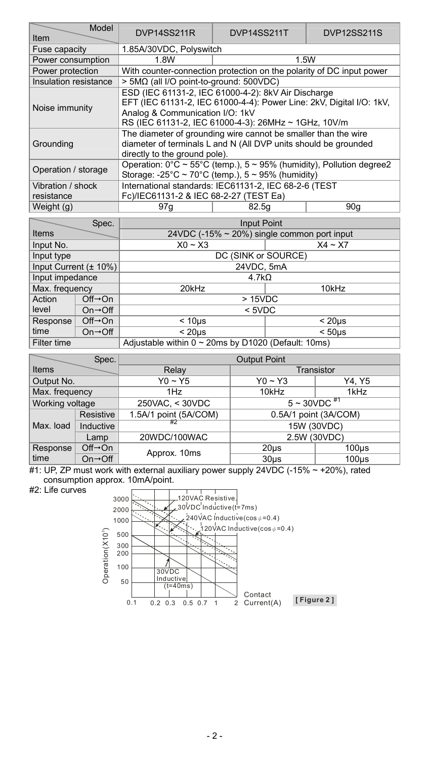| Item \ Model | DVP14SS211R | DVP14SS211T | DVP12SS211S |
|---|---|---|---|
| Fuse capacity | 1.85A/30VDC, Polyswitch | | |
| Power consumption | 1.8W | 1.5W | |
| Power protection | With counter-connection protection on the polarity of DC input power | | |
| Insulation resistance | > 5MΩ (all I/O point-to-ground: 500VDC) | | |
| Noise immunity | ESD (IEC 61131-2, IEC 61000-4-2): 8kV Air Discharge<br>EFT (IEC 61131-2, IEC 61000-4-4): Power Line: 2kV, Digital I/O: 1kV, Analog & Communication I/O: 1kV<br>RS (IEC 61131-2, IEC 61000-4-3): 26MHz ~ 1GHz, 10V/m | | |
| Grounding | The diameter of grounding wire cannot be smaller than the wire diameter of terminals L and N (All DVP units should be grounded directly to the ground pole). | | |
| Operation / storage | Operation: 0°C ~ 55°C (temp.), 5 ~ 95% (humidity), Pollution degree2<br>Storage: -25°C ~ 70°C (temp.), 5 ~ 95% (humidity) | | |
| Vibration / shock resistance | International standards: IEC61131-2, IEC 68-2-6 (TEST Fc)/IEC61131-2 & IEC 68-2-27 (TEST Ea) | | |
| Weight (g) | 97g | 82.5g | 90g |

| Items \ Spec. | | Input Point | |
|---|---|---|---|
| | | 24VDC (-15% ~ 20%) single common port input | |
| Input No. | | X0 ~ X3 | X4 ~ X7 |
| Input type | | DC (SINK or SOURCE) | |
| Input Current (± 10%) | | 24VDC, 5mA | |
| Input impedance | | 4.7kΩ | |
| Max. frequency | | 20kHz | 10kHz |
| Action level | Off→On | > 15VDC | |
| | On→Off | < 5VDC | |
| Response time | Off→On | < 10μs | < 20μs |
| | On→Off | < 20μs | < 50μs |
| Filter time | | Adjustable within 0 ~ 20ms by D1020 (Default: 10ms) | |

| Items \ Spec. | | Output Point | | |
|---|---|---|---|---|
| | | Relay | Transistor | |
| Output No. | | Y0 ~ Y5 | Y0 ~ Y3 | Y4, Y5 |
| Max. frequency | | 1Hz | 10kHz | 1kHz |
| Working voltage | | 250VAC, < 30VDC | 5 ~ 30VDC #1 | |
| Max. load | Resistive | 1.5A/1 point (5A/COM) | 0.5A/1 point (3A/COM) | |
| | Inductive | #2 | 15W (30VDC) | |
| | Lamp | 20WDC/100WAC | 2.5W (30VDC) | |
| Response time | Off→On | Approx. 10ms | 20μs | 100μs |
| | On→Off | | 30μs | 100μs |

#1: UP, ZP must work with external auxiliary power supply 24VDC (-15% ~ +20%), rated consumption approx. 10mA/point.

#2: Life curves

[ Figure 2 ]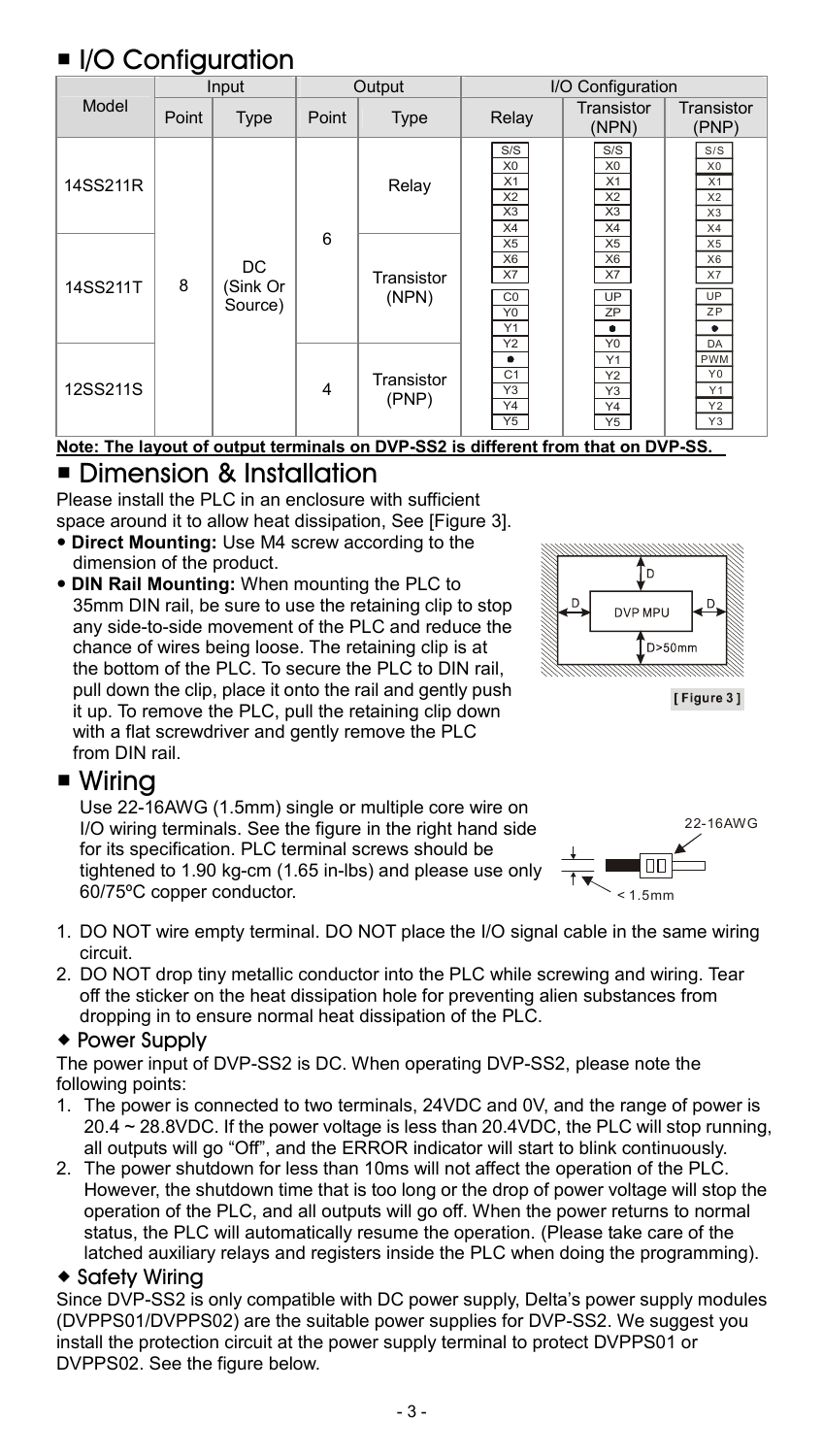## ■ I/O Configuration

| Model | Input | | Output | | I/O Configuration | | |
|---|---|---|---|---|---|---|---|
| | Point | Type | Point | Type | Relay | Transistor (NPN) | Transistor (PNP) |
| 14SS211R | 8 | DC (Sink Or Source) | 6 | Relay | S/S, X0, X1, X2, X3, X4, X5, X6, X7, C0, Y0, Y1, Y2, ●, C1, Y3, Y4, Y5 | S/S, X0, X1, X2, X3, X4, X5, X6, X7, UP, ZP, ●, Y0, Y1, Y2, Y3, Y4, Y5 | S/S, X0, X1, X2, X3, X4, X5, X6, X7, UP, ZP, ●, DA, PWM, Y0, Y1, Y2, Y3 |
| 14SS211T | | | | Transistor (NPN) | | | |
| 12SS211S | | | 4 | Transistor (PNP) | | | |

**Note: The layout of output terminals on DVP-SS2 is different from that on DVP-SS.**

## ■ Dimension & Installation

Please install the PLC in an enclosure with sufficient space around it to allow heat dissipation, See [Figure 3].

- **Direct Mounting:** Use M4 screw according to the dimension of the product.
- **DIN Rail Mounting:** When mounting the PLC to 35mm DIN rail, be sure to use the retaining clip to stop any side-to-side movement of the PLC and reduce the chance of wires being loose. The retaining clip is at the bottom of the PLC. To secure the PLC to DIN rail, pull down the clip, place it onto the rail and gently push it up. To remove the PLC, pull the retaining clip down with a flat screwdriver and gently remove the PLC from DIN rail.

DVP MPU, D, D>50mm

[Figure 3]

## ■ Wiring

Use 22-16AWG (1.5mm) single or multiple core wire on I/O wiring terminals. See the figure in the right hand side for its specification. PLC terminal screws should be tightened to 1.90 kg-cm (1.65 in-lbs) and please use only 60/75ºC copper conductor.

22-16AWG, < 1.5mm

1. DO NOT wire empty terminal. DO NOT place the I/O signal cable in the same wiring circuit.
2. DO NOT drop tiny metallic conductor into the PLC while screwing and wiring. Tear off the sticker on the heat dissipation hole for preventing alien substances from dropping in to ensure normal heat dissipation of the PLC.

### ◆ Power Supply

The power input of DVP-SS2 is DC. When operating DVP-SS2, please note the following points:

1. The power is connected to two terminals, 24VDC and 0V, and the range of power is 20.4 ~ 28.8VDC. If the power voltage is less than 20.4VDC, the PLC will stop running, all outputs will go "Off", and the ERROR indicator will start to blink continuously.
2. The power shutdown for less than 10ms will not affect the operation of the PLC. However, the shutdown time that is too long or the drop of power voltage will stop the operation of the PLC, and all outputs will go off. When the power returns to normal status, the PLC will automatically resume the operation. (Please take care of the latched auxiliary relays and registers inside the PLC when doing the programming).

### ◆ Safety Wiring

Since DVP-SS2 is only compatible with DC power supply, Delta's power supply modules (DVPPS01/DVPPS02) are the suitable power supplies for DVP-SS2. We suggest you install the protection circuit at the power supply terminal to protect DVPPS01 or DVPPS02. See the figure below.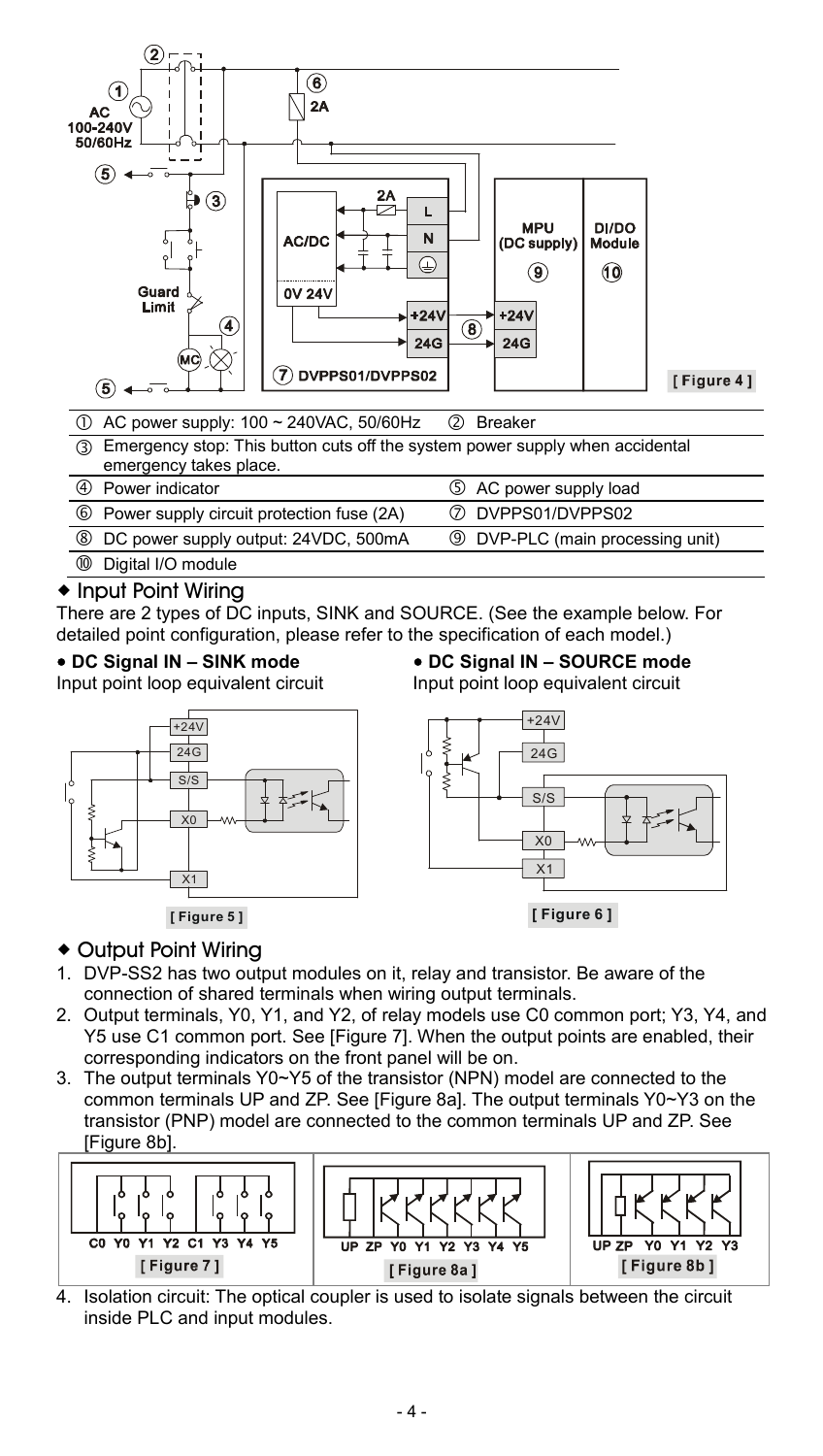[ Figure 4 ]

| | | | |
|---|---|---|---|
| ① | AC power supply: 100 ~ 240VAC, 50/60Hz | ② | Breaker |
| ③ | Emergency stop: This button cuts off the system power supply when accidental emergency takes place. | | |
| ④ | Power indicator | ⑤ | AC power supply load |
| ⑥ | Power supply circuit protection fuse (2A) | ⑦ | DVPPS01/DVPPS02 |
| ⑧ | DC power supply output: 24VDC, 500mA | ⑨ | DVP-PLC (main processing unit) |
| ⑩ | Digital I/O module | | |

## ◆ Input Point Wiring

There are 2 types of DC inputs, SINK and SOURCE. (See the example below. For detailed point configuration, please refer to the specification of each model.)

**• DC Signal IN – SINK mode**
Input point loop equivalent circuit

[ Figure 5 ]

**• DC Signal IN – SOURCE mode**
Input point loop equivalent circuit

[ Figure 6 ]

## ◆ Output Point Wiring

1. DVP-SS2 has two output modules on it, relay and transistor. Be aware of the connection of shared terminals when wiring output terminals.
2. Output terminals, Y0, Y1, and Y2, of relay models use C0 common port; Y3, Y4, and Y5 use C1 common port. See [Figure 7]. When the output points are enabled, their corresponding indicators on the front panel will be on.
3. The output terminals Y0~Y5 of the transistor (NPN) model are connected to the common terminals UP and ZP. See [Figure 8a]. The output terminals Y0~Y3 on the transistor (PNP) model are connected to the common terminals UP and ZP. See [Figure 8b].

[ Figure 7 ]

[ Figure 8a ]

[ Figure 8b ]

4. Isolation circuit: The optical coupler is used to isolate signals between the circuit inside PLC and input modules.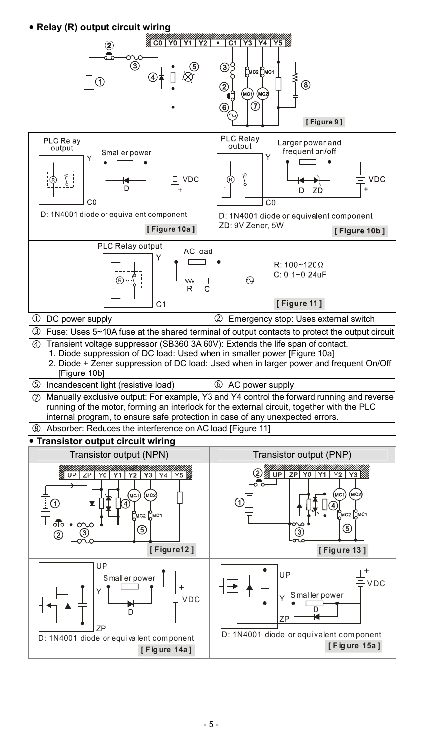- **Relay (R) output circuit wiring**

[ Figure 9 ]

[ Figure 10a ]

D: 1N4001 diode or equivalent component

[ Figure 10b ]

D: 1N4001 diode or equivalent component
ZD: 9V Zener, 5W

[ Figure 11 ]

R: 100~120Ω
C: 0.1~0.24uF

| | |
|---|---|
| ① DC power supply | ② Emergency stop: Uses external switch |

③ Fuse: Uses 5~10A fuse at the shared terminal of output contacts to protect the output circuit

④ Transient voltage suppressor (SB360 3A 60V): Extends the life span of contact.
1. Diode suppression of DC load: Used when in smaller power [Figure 10a]
2. Diode + Zener suppression of DC load: Used when in larger power and frequent On/Off [Figure 10b]

| | |
|---|---|
| ⑤ Incandescent light (resistive load) | ⑥ AC power supply |

⑦ Manually exclusive output: For example, Y3 and Y4 control the forward running and reverse running of the motor, forming an interlock for the external circuit, together with the PLC internal program, to ensure safe protection in case of any unexpected errors.

⑧ Absorber: Reduces the interference on AC load [Figure 11]

- **Transistor output circuit wiring**

| Transistor output (NPN) | Transistor output (PNP) |
|---|---|
| [ Figure12 ] | [ Figure 13 ] |
| D: 1N4001 diode or equivalent component [ Figure 14a ] | D: 1N4001 diode or equivalent component [ Figure 15a ] |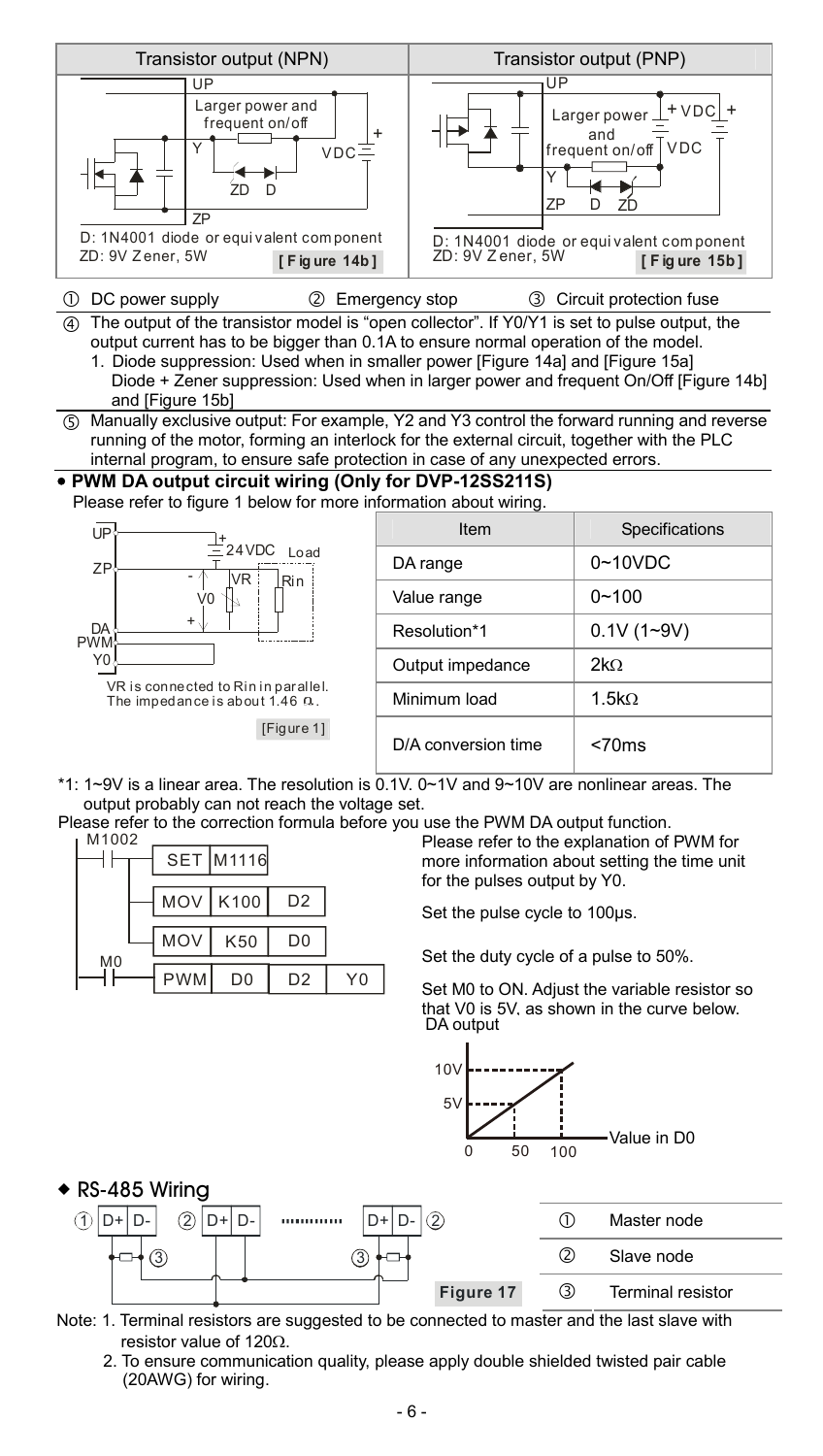| Transistor output (NPN) | Transistor output (PNP) |
|---|---|
| UP<br>Larger power and frequent on/off<br>Y<br>ZD D<br>VDC<br>ZP<br>D: 1N4001 diode or equivalent component<br>ZD: 9V Zener, 5W **[Figure 14b]** | UP<br>Larger power and frequent on/off<br>+VDC<br>VDC<br>Y<br>ZP D ZD<br>D: 1N4001 diode or equivalent component<br>ZD: 9V Zener, 5W **[Figure 15b]** |

① DC power supply ② Emergency stop ③ Circuit protection fuse

④ The output of the transistor model is "open collector". If Y0/Y1 is set to pulse output, the output current has to be bigger than 0.1A to ensure normal operation of the model.
1. Diode suppression: Used when in smaller power [Figure 14a] and [Figure 15a]
   Diode + Zener suppression: Used when in larger power and frequent On/Off [Figure 14b] and [Figure 15b]

⑤ Manually exclusive output: For example, Y2 and Y3 control the forward running and reverse running of the motor, forming an interlock for the external circuit, together with the PLC internal program, to ensure safe protection in case of any unexpected errors.

- **PWM DA output circuit wiring (Only for DVP-12SS211S)**

Please refer to figure 1 below for more information about wiring.

UP, ZP, DA PWM, Y0, 24VDC, Load, VR, Rin, V0

VR is connected to Rin in parallel. The impedance is about 1.46 Ω.

[Figure 1]

| Item | Specifications |
|---|---|
| DA range | 0~10VDC |
| Value range | 0~100 |
| Resolution*1 | 0.1V (1~9V) |
| Output impedance | 2kΩ |
| Minimum load | 1.5kΩ |
| D/A conversion time | <70ms |

*1: 1~9V is a linear area. The resolution is 0.1V. 0~1V and 9~10V are nonlinear areas. The output probably can not reach the voltage set.

Please refer to the correction formula before you use the PWM DA output function.

```
M1002
--| |----[SET M1116]
      |--[MOV K100 D2]
      |--[MOV K50  D0]
M0
--| |----[PWM D0 D2 Y0]
```

Please refer to the explanation of PWM for more information about setting the time unit for the pulses output by Y0.

Set the pulse cycle to 100μs.

Set the duty cycle of a pulse to 50%.

Set M0 to ON. Adjust the variable resistor so that V0 is 5V, as shown in the curve below.

DA output: 10V, 5V; Value in D0: 0, 50, 100

- **RS-485 Wiring**

| | |
|---|---|
| ① | Master node |
| ② | Slave node |
| ③ | Terminal resistor |

**Figure 17**

Note: 1. Terminal resistors are suggested to be connected to master and the last slave with resistor value of 120Ω.
2. To ensure communication quality, please apply double shielded twisted pair cable (20AWG) for wiring.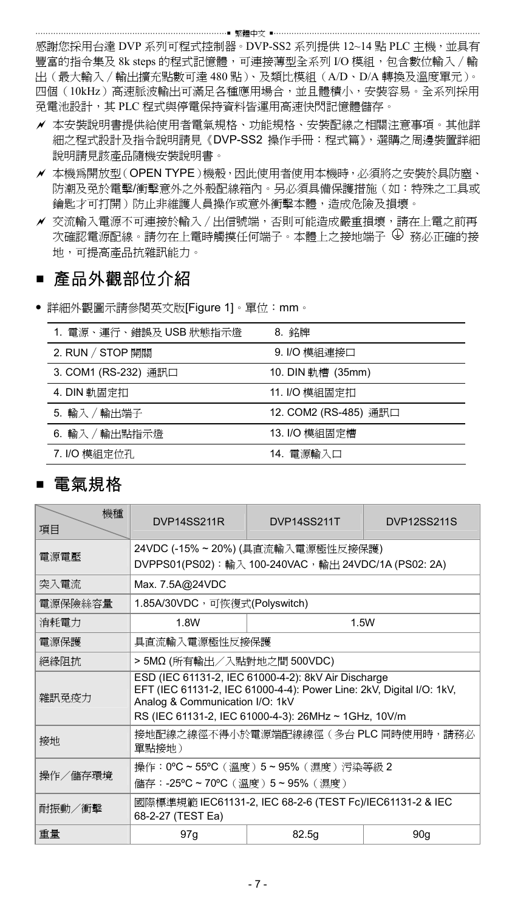感謝您採用台達 DVP 系列可程式控制器。DVP-SS2 系列提供 12~14 點 PLC 主機，並具有豐富的指令集及 8k steps 的程式記憶體，可連接薄型全系列 I/O 模組，包含數位輸入／輸出（最大輸入／輸出擴充點數可達 480 點）、及類比模組（A/D、D/A 轉換及溫度單元）。四個（10kHz）高速脈波輸出可滿足各種應用場合，並且體積小，安裝容易。全系列採用免電池設計，其 PLC 程式與停電保持資料皆運用高速快閃記憶體儲存。

- 本安裝說明書提供給使用者電氣規格、功能規格、安裝配線之相關注意事項。其他詳細之程式設計及指令說明請見《DVP-SS2 操作手冊：程式篇》，選購之周邊裝置詳細說明請見該產品隨機安裝說明書。
- 本機為開放型（OPEN TYPE）機殼，因此使用者使用本機時，必須將之安裝於具防塵、防潮及免於電擊/衝擊意外之外殼配線箱內。另必須具備保護措施（如：特殊之工具或鑰匙才可打開）防止非維護人員操作或意外衝擊本體，造成危險及損壞。
- 交流輸入電源不可連接於輸入／出信號端，否則可能造成嚴重損壞，請在上電之前再次確認電源配線。請勿在上電時觸摸任何端子。本體上之接地端子 ⏚ 務必正確的接地，可提高產品抗雜訊能力。

## ■ 產品外觀部位介紹

- 詳細外觀圖示請參閱英文版[Figure 1]。單位：mm。

| | |
|---|---|
| 1. 電源、運行、錯誤及 USB 狀態指示燈 | 8. 銘牌 |
| 2. RUN／STOP 開關 | 9. I/O 模組連接口 |
| 3. COM1 (RS-232) 通訊口 | 10. DIN 軌槽 (35mm) |
| 4. DIN 軌固定扣 | 11. I/O 模組固定扣 |
| 5. 輸入／輸出端子 | 12. COM2 (RS-485) 通訊口 |
| 6. 輸入／輸出點指示燈 | 13. I/O 模組固定槽 |
| 7. I/O 模組定位孔 | 14. 電源輸入口 |

## ■ 電氣規格

| 項目 ＼ 機種 | DVP14SS211R | DVP14SS211T | DVP12SS211S |
|---|---|---|---|
| 電源電壓 | 24VDC (-15% ~ 20%) (具直流輸入電源極性反接保護)<br>DVPPS01(PS02)：輸入 100-240VAC，輸出 24VDC/1A (PS02: 2A) | | |
| 突入電流 | Max. 7.5A@24VDC | | |
| 電源保險絲容量 | 1.85A/30VDC，可恢復式(Polyswitch) | | |
| 消耗電力 | 1.8W | 1.5W | |
| 電源保護 | 具直流輸入電源極性反接保護 | | |
| 絕緣阻抗 | > 5MΩ (所有輸出／入點對地之間 500VDC) | | |
| 雜訊免疫力 | ESD (IEC 61131-2, IEC 61000-4-2): 8kV Air Discharge<br>EFT (IEC 61131-2, IEC 61000-4-4): Power Line: 2kV, Digital I/O: 1kV, Analog & Communication I/O: 1kV<br>RS (IEC 61131-2, IEC 61000-4-3): 26MHz ~ 1GHz, 10V/m | | |
| 接地 | 接地配線之線徑不得小於電源端配線線徑（多台 PLC 同時使用時，請務必單點接地） | | |
| 操作／儲存環境 | 操作：0ºC ~ 55ºC（溫度）5 ~ 95%（濕度）污染等級 2<br>儲存：-25ºC ~ 70ºC（溫度）5 ~ 95%（濕度） | | |
| 耐振動／衝擊 | 國際標準規範 IEC61131-2, IEC 68-2-6 (TEST Fc)/IEC61131-2 & IEC 68-2-27 (TEST Ea) | | |
| 重量 | 97g | 82.5g | 90g |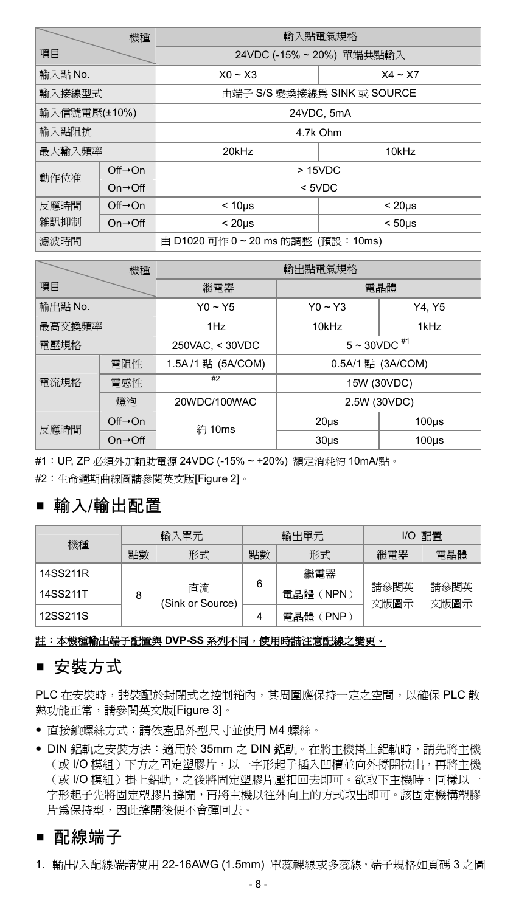| 機種 / 項目 | | 輸入點電氣規格 | |
|---|---|---|---|
| | | 24VDC (-15% ~ 20%) 單端共點輸入 | |
| 輸入點 No. | | X0 ~ X3 | X4 ~ X7 |
| 輸入接線型式 | | 由端子 S/S 變換接線爲 SINK 或 SOURCE | |
| 輸入信號電壓(±10%) | | 24VDC, 5mA | |
| 輸入點阻抗 | | 4.7k Ohm | |
| 最大輸入頻率 | | 20kHz | 10kHz |
| 動作位准 | Off→On | > 15VDC | |
| | On→Off | < 5VDC | |
| 反應時間 雜訊抑制 | Off→On | < 10μs | < 20μs |
| | On→Off | < 20μs | < 50μs |
| 濾波時間 | | 由 D1020 可作 0 ~ 20 ms 的調整 (預設：10ms) | |

| 機種 / 項目 | | 輸出點電氣規格 | | |
|---|---|---|---|---|
| | | 繼電器 | 電晶體 | |
| 輸出點 No. | | Y0 ~ Y5 | Y0 ~ Y3 | Y4, Y5 |
| 最高交換頻率 | | 1Hz | 10kHz | 1kHz |
| 電壓規格 | | 250VAC, < 30VDC | 5 ~ 30VDC #1 | |
| 電流規格 | 電阻性 | 1.5A /1 點 (5A/COM) | 0.5A/1 點 (3A/COM) | |
| | 電感性 | #2 | 15W (30VDC) | |
| | 燈泡 | 20WDC/100WAC | 2.5W (30VDC) | |
| 反應時間 | Off→On | 約 10ms | 20μs | 100μs |
| | On→Off | | 30μs | 100μs |

#1：UP, ZP 必須外加輔助電源 24VDC (-15% ~ +20%) 額定消耗約 10mA/點。

#2：生命週期曲線圖請參閱英文版[Figure 2]。

## ■ 輸入/輸出配置

| 機種 | 輸入單元 | | 輸出單元 | | I/O 配置 | |
|---|---|---|---|---|---|---|
| | 點數 | 形式 | 點數 | 形式 | 繼電器 | 電晶體 |
| 14SS211R | 8 | 直流 (Sink or Source) | 6 | 繼電器 | 請參閱英文版圖示 | 請參閱英文版圖示 |
| 14SS211T | | | | 電晶體（NPN） | | |
| 12SS211S | | | 4 | 電晶體（PNP） | | |

**註：本機種輸出端子配置與 DVP-SS 系列不同，使用時請注意配線之變更。**

## ■ 安裝方式

PLC 在安裝時，請裝配於封閉式之控制箱內，其周圍應保持一定之空間，以確保 PLC 散熱功能正常，請參閱英文版[Figure 3]。

- 直接鎖螺絲方式：請依產品外型尺寸並使用 M4 螺絲。
- DIN 鋁軌之安裝方法：適用於 35mm 之 DIN 鋁軌。在將主機掛上鋁軌時，請先將主機（或 I/O 模組）下方之固定塑膠片，以一字形起子插入凹槽並向外撐開拉出，再將主機（或 I/O 模組）掛上鋁軌，之後將固定塑膠片壓扣回去即可。欲取下主機時，同樣以一字形起子先將固定塑膠片撐開，再將主機以往外向上的方式取出即可。該固定機構塑膠片爲保持型，因此撐開後便不會彈回去。

## ■ 配線端子

1. 輸出/入配線端請使用 22-16AWG (1.5mm) 單蕊裸線或多蕊線，端子規格如頁碼 3 之圖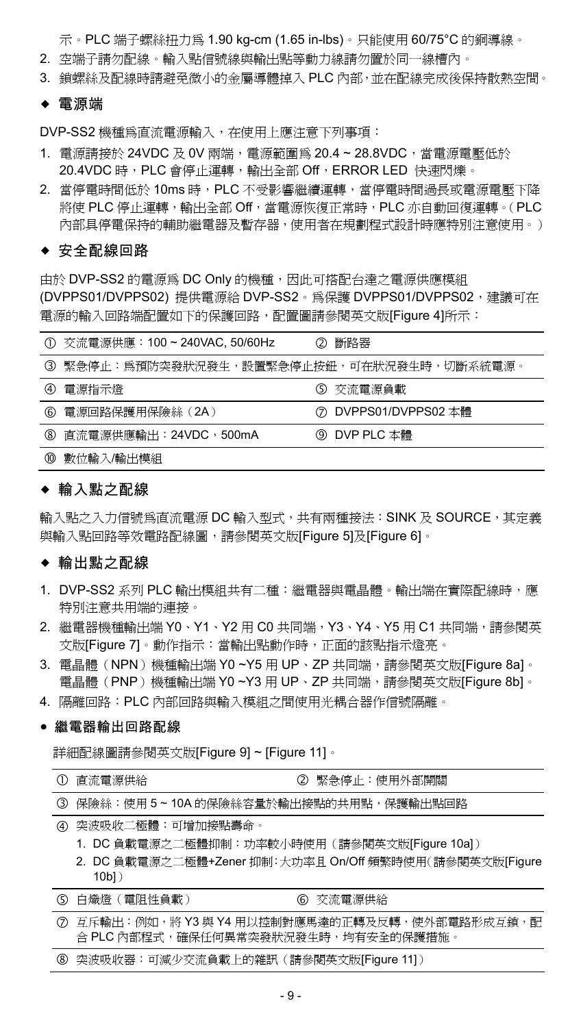示。PLC 端子螺絲扭力為 1.90 kg-cm (1.65 in-lbs)。只能使用 60/75°C 的銅導線。

2. 空端子請勿配線。輸入點信號線與輸出點等動力線請勿置於同一線槽內。
3. 鎖螺絲及配線時請避免微小的金屬導體掉入 PLC 內部，並在配線完成後保持散熱空間。

### ◆ 電源端

DVP-SS2 機種為直流電源輸入，在使用上應注意下列事項：

1. 電源請接於 24VDC 及 0V 兩端，電源範圍為 20.4 ~ 28.8VDC，當電源電壓低於 20.4VDC 時，PLC 會停止運轉，輸出全部 Off，ERROR LED 快速閃爍。
2. 當停電時間低於 10ms 時，PLC 不受影響繼續運轉，當停電時間過長或電源電壓下降將使 PLC 停止運轉，輸出全部 Off，當電源恢復正常時，PLC 亦自動回復運轉。（PLC 內部具停電保持的輔助繼電器及暫存器，使用者在規劃程式設計時應特別注意使用。）

### ◆ 安全配線回路

由於 DVP-SS2 的電源為 DC Only 的機種，因此可搭配台達之電源供應模組 (DVPPS01/DVPPS02) 提供電源給 DVP-SS2。為保護 DVPPS01/DVPPS02，建議可在電源的輸入回路端配置如下的保護回路，配置圖請參閱英文版[Figure 4]所示：

| ① 交流電源供應：100 ~ 240VAC, 50/60Hz | ② 斷路器 |
|---|---|
| ③ 緊急停止：為預防突發狀況發生，設置緊急停止按鈕，可在狀況發生時，切斷系統電源。 | |
| ④ 電源指示燈 | ⑤ 交流電源負載 |
| ⑥ 電源回路保護用保險絲（2A） | ⑦ DVPPS01/DVPPS02 本體 |
| ⑧ 直流電源供應輸出：24VDC，500mA | ⑨ DVP PLC 本體 |
| ⑩ 數位輸入/輸出模組 | |

### ◆ 輸入點之配線

輸入點之入力信號為直流電源 DC 輸入型式，共有兩種接法：SINK 及 SOURCE，其定義與輸入點回路等效電路配線圖，請參閱英文版[Figure 5]及[Figure 6]。

### ◆ 輸出點之配線

1. DVP-SS2 系列 PLC 輸出模組共有二種：繼電器與電晶體。輸出端在實際配線時，應特別注意共用端的連接。
2. 繼電器機種輸出端 Y0、Y1、Y2 用 C0 共同端，Y3、Y4、Y5 用 C1 共同端，請參閱英文版[Figure 7]。動作指示：當輸出點動作時，正面的該點指示燈亮。
3. 電晶體（NPN）機種輸出端 Y0 ~Y5 用 UP、ZP 共同端，請參閱英文版[Figure 8a]。電晶體（PNP）機種輸出端 Y0 ~Y3 用 UP、ZP 共同端，請參閱英文版[Figure 8b]。
4. 隔離回路：PLC 內部回路與輸入模組之間使用光耦合器作信號隔離。

#### ● 繼電器輸出回路配線

詳細配線圖請參閱英文版[Figure 9] ~ [Figure 11]。

| ① 直流電源供給 | ② 緊急停止：使用外部開關 |
|---|---|
| ③ 保險絲：使用 5 ~ 10A 的保險絲容量於輸出接點的共用點，保護輸出點回路 | |
| ④ 突波吸收二極體：可增加接點壽命。<br>1. DC 負載電源之二極體抑制：功率較小時使用（請參閱英文版[Figure 10a]）<br>2. DC 負載電源之二極體+Zener 抑制：大功率且 On/Off 頻繁時使用（請參閱英文版[Figure 10b]） | |
| ⑤ 白熾燈（電阻性負載） | ⑥ 交流電源供給 |
| ⑦ 互斥輸出：例如，將 Y3 與 Y4 用以控制對應馬達的正轉及反轉，使外部電路形成互鎖，配合 PLC 內部程式，確保任何異常突發狀況發生時，均有安全的保護措施。 | |
| ⑧ 突波吸收器：可減少交流負載上的雜訊（請參閱英文版[Figure 11]） | |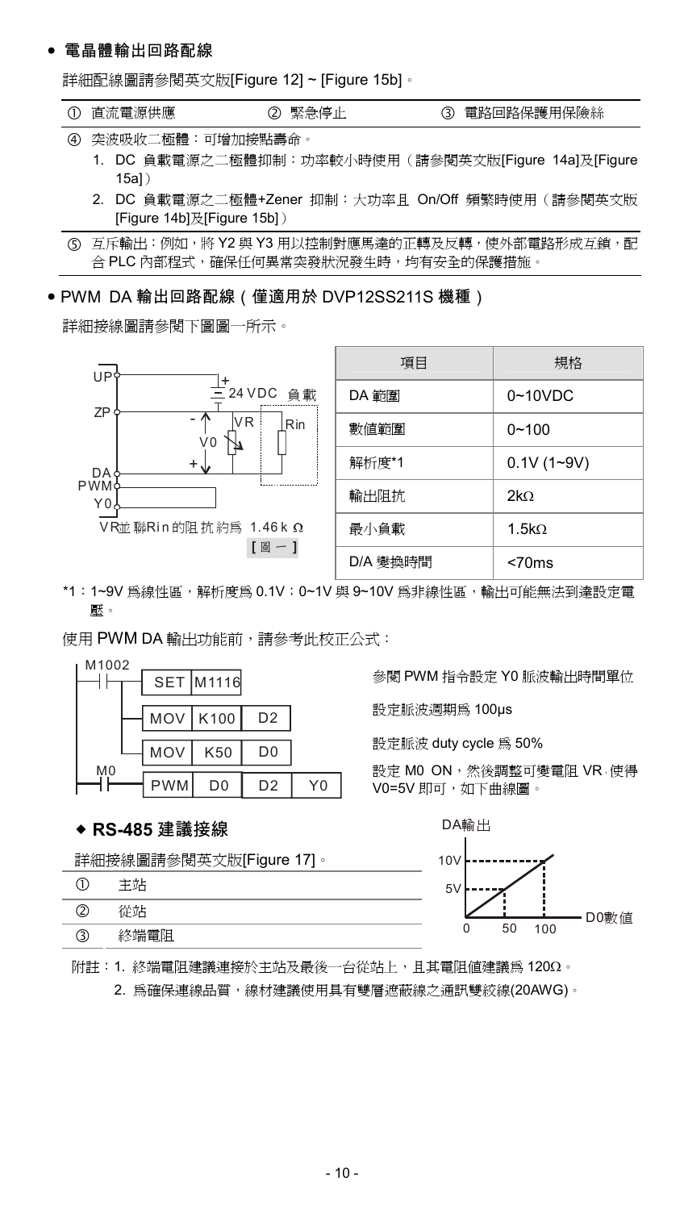- **電晶體輸出回路配線**

詳細配線圖請參閱英文版[Figure 12] ~ [Figure 15b]。

| ① 直流電源供應 | ② 緊急停止 | ③ 電路回路保護用保險絲 |
|---|---|---|

④ 突波吸收二極體：可增加接點壽命。

1. DC 負載電源之二極體抑制：功率較小時使用（請參閱英文版[Figure 14a]及[Figure 15a]）
2. DC 負載電源之二極體+Zener 抑制：大功率且 On/Off 頻繁時使用（請參閱英文版[Figure 14b]及[Figure 15b]）

⑤ 互斥輸出：例如，將 Y2 與 Y3 用以控制對應馬達的正轉及反轉，使外部電路形成互鎖，配合 PLC 內部程式，確保任何異常突發狀況發生時，均有安全的保護措施。

- **PWM DA 輸出回路配線（僅適用於 DVP12SS211S 機種）**

詳細接線圖請參閱下圖圖一所示。

UP, ZP, DA PWM Y0, 24 VDC, 負載, VR, Rin, V0

VR並聯Rin的阻抗約為 1.46 kΩ

**[ 圖 一 ]**

| 項目 | 規格 |
|---|---|
| DA 範圍 | 0~10VDC |
| 數值範圍 | 0~100 |
| 解析度*1 | 0.1V (1~9V) |
| 輸出阻抗 | 2kΩ |
| 最小負載 | 1.5kΩ |
| D/A 變換時間 | <70ms |

*1：1~9V 為線性區，解析度為 0.1V；0~1V 與 9~10V 為非線性區，輸出可能無法到達設定電壓。

使用 PWM DA 輸出功能前，請參考此校正公式：

```
M1002
--| |--+--[SET M1116]            參閱 PWM 指令設定 Y0 脈波輸出時間單位
       +--[MOV K100 D2]          設定脈波週期為 100μs
       +--[MOV K50  D0]          設定脈波 duty cycle 為 50%
M0
--| |-----[PWM D0 D2 Y0]         設定 M0 ON，然後調整可變電阻 VR，使得 V0=5V 即可，如下曲線圖。
```

DA輸出 (5V, 10V) vs D0數值 (0, 50, 100)

- **RS-485 建議接線**

詳細接線圖請參閱英文版[Figure 17]。

| | |
|---|---|
| ① | 主站 |
| ② | 從站 |
| ③ | 終端電阻 |

附註：1. 終端電阻建議連接於主站及最後一台從站上，且其電阻值建議為 120Ω。

2. 為確保連線品質，線材建議使用具有雙層遮蔽線之通訊雙絞線(20AWG)。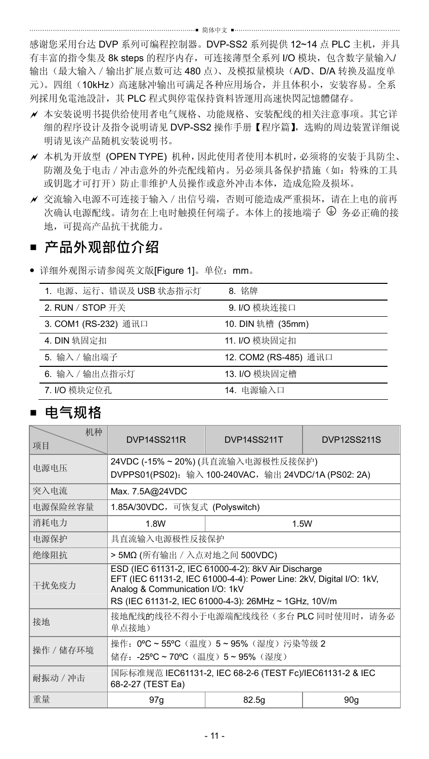感谢您采用台达 DVP 系列可编程控制器。DVP-SS2 系列提供 12~14 点 PLC 主机，并具有丰富的指令集及 8k steps 的程序内存，可连接薄型全系列 I/O 模块，包含数字量输入/输出（最大输入／输出扩展点数可达 480 点）、及模拟量模块（A/D、D/A 转换及温度单元）。四组（10kHz）高速脉冲输出可满足各种应用场合，并且体积小，安装容易。全系列採用免電池設計，其 PLC 程式與停電保持資料皆運用高速快閃記憶體儲存。

- 本安装说明书提供给使用者电气规格、功能规格、安装配线的相关注意事项。其它详细的程序设计及指令说明请见 DVP-SS2 操作手册【程序篇】，选购的周边装置详细说明请见该产品随机安装说明书。
- 本机为开放型 (OPEN TYPE) 机种，因此使用者使用本机时，必须将的安装于具防尘、防潮及免于电击／冲击意外的外壳配线箱内。另必须具备保护措施（如：特殊的工具或钥匙才可打开）防止非维护人员操作或意外冲击本体，造成危险及损坏。
- 交流输入电源不可连接于输入／出信号端，否则可能造成严重损坏，请在上电的前再次确认电源配线。请勿在上电时触摸任何端子。本体上的接地端子 ⏚ 务必正确的接地，可提高产品抗干扰能力。

## ■ 产品外观部位介绍

- 详细外观图示请参阅英文版[Figure 1]。单位：mm。

| | |
|---|---|
| 1. 电源、运行、错误及 USB 状态指示灯 | 8. 铭牌 |
| 2. RUN／STOP 开关 | 9. I/O 模块连接口 |
| 3. COM1 (RS-232) 通讯口 | 10. DIN 轨槽 (35mm) |
| 4. DIN 轨固定扣 | 11. I/O 模块固定扣 |
| 5. 输入／输出端子 | 12. COM2 (RS-485) 通讯口 |
| 6. 输入／输出点指示灯 | 13. I/O 模块固定槽 |
| 7. I/O 模块定位孔 | 14. 电源输入口 |

## ■ 电气规格

| 机种 / 项目 | DVP14SS211R | DVP14SS211T | DVP12SS211S |
|---|---|---|---|
| 电源电压 | 24VDC (-15% ~ 20%) (具直流输入电源极性反接保护)<br>DVPPS01(PS02)：输入 100-240VAC，输出 24VDC/1A (PS02: 2A) | | |
| 突入电流 | Max. 7.5A@24VDC | | |
| 电源保险丝容量 | 1.85A/30VDC，可恢复式 (Polyswitch) | | |
| 消耗电力 | 1.8W | 1.5W | |
| 电源保护 | 具直流输入电源极性反接保护 | | |
| 绝缘阻抗 | > 5MΩ (所有输出／入点对地之间 500VDC) | | |
| 干扰免疫力 | ESD (IEC 61131-2, IEC 61000-4-2): 8kV Air Discharge<br>EFT (IEC 61131-2, IEC 61000-4-4): Power Line: 2kV, Digital I/O: 1kV, Analog & Communication I/O: 1kV<br>RS (IEC 61131-2, IEC 61000-4-3): 26MHz ~ 1GHz, 10V/m | | |
| 接地 | 接地配线的线径不得小于电源端配线线径（多台 PLC 同时使用时，请务必单点接地） | | |
| 操作／储存环境 | 操作：0ºC ~ 55ºC（温度）5 ~ 95%（湿度）污染等级 2<br>储存：-25ºC ~ 70ºC（温度）5 ~ 95%（湿度） | | |
| 耐振动／冲击 | 国际标准规范 IEC61131-2, IEC 68-2-6 (TEST Fc)/IEC61131-2 & IEC 68-2-27 (TEST Ea) | | |
| 重量 | 97g | 82.5g | 90g |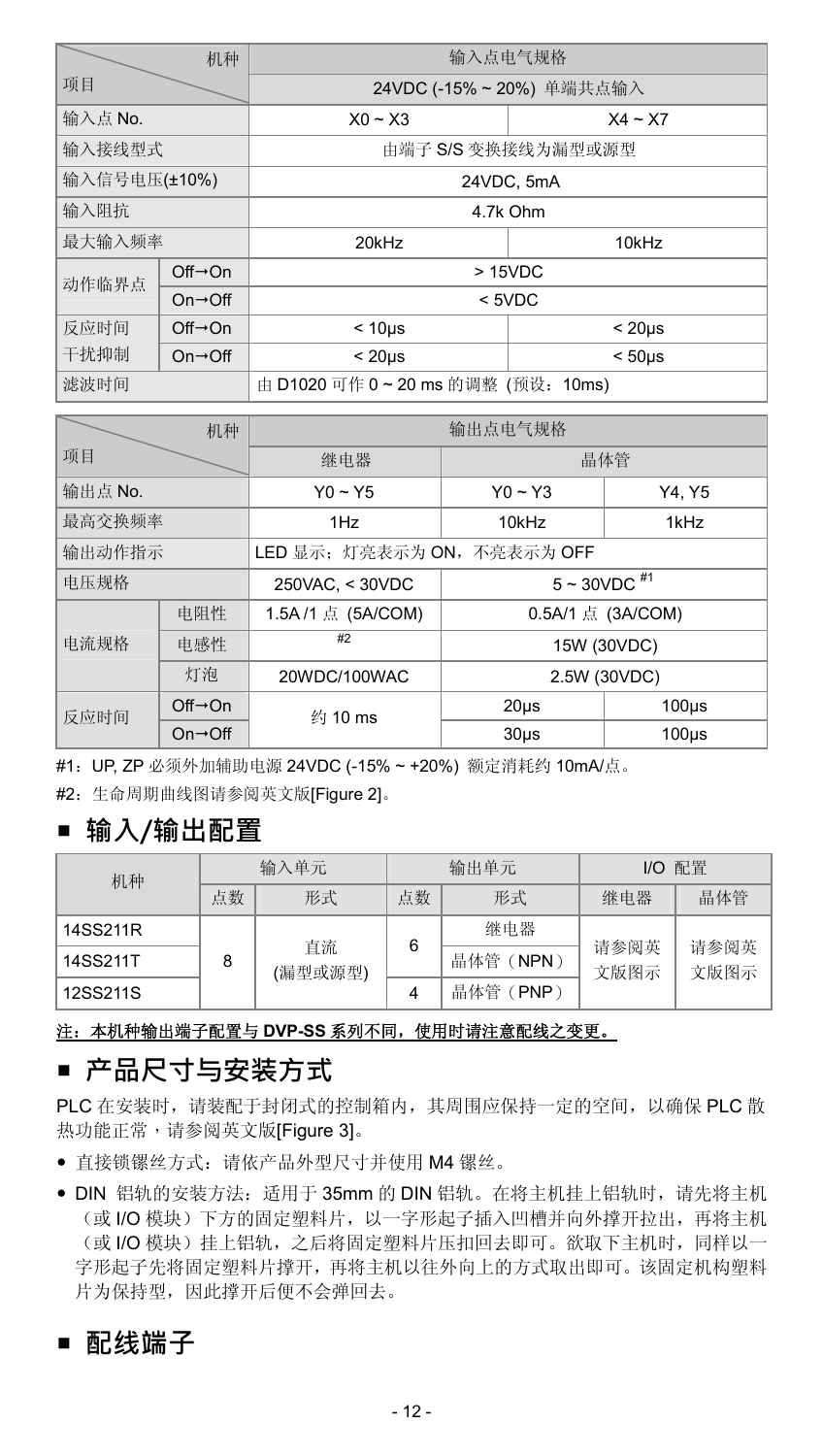| 项目 \ 机种 | | 输入点电气规格 | |
|---|---|---|---|
| | | 24VDC (-15% ~ 20%) 单端共点输入 | |
| 输入点 No. | | X0 ~ X3 | X4 ~ X7 |
| 输入接线型式 | | 由端子 S/S 变换接线为漏型或源型 | |
| 输入信号电压(±10%) | | 24VDC, 5mA | |
| 输入阻抗 | | 4.7k Ohm | |
| 最大输入频率 | | 20kHz | 10kHz |
| 动作临界点 | Off→On | > 15VDC | |
| | On→Off | < 5VDC | |
| 反应时间 干扰抑制 | Off→On | < 10μs | < 20μs |
| | On→Off | < 20μs | < 50μs |
| 滤波时间 | | 由 D1020 可作 0 ~ 20 ms 的调整（预设：10ms) | |

| 项目 \ 机种 | | 输出点电气规格 | | |
|---|---|---|---|---|
| | | 继电器 | 晶体管 | |
| 输出点 No. | | Y0 ~ Y5 | Y0 ~ Y3 | Y4, Y5 |
| 最高交换频率 | | 1Hz | 10kHz | 1kHz |
| 输出动作指示 | | LED 显示；灯亮表示为 ON，不亮表示为 OFF | | |
| 电压规格 | | 250VAC, < 30VDC | 5 ~ 30VDC #1 | |
| 电流规格 | 电阻性 | 1.5A /1 点 (5A/COM) | 0.5A/1 点 (3A/COM) | |
| | 电感性 | #2 | 15W (30VDC) | |
| | 灯泡 | 20WDC/100WAC | 2.5W (30VDC) | |
| 反应时间 | Off→On | 约 10 ms | 20μs | 100μs |
| | On→Off | | 30μs | 100μs |

#1：UP, ZP 必须外加辅助电源 24VDC (-15% ~ +20%) 额定消耗约 10mA/点。

#2：生命周期曲线图请参阅英文版[Figure 2]。

## ■ 输入/输出配置

| 机种 | 输入单元 | | 输出单元 | | I/O 配置 | |
|---|---|---|---|---|---|---|
| | 点数 | 形式 | 点数 | 形式 | 继电器 | 晶体管 |
| 14SS211R | 8 | 直流 (漏型或源型) | 6 | 继电器 | 请参阅英文版图示 | 请参阅英文版图示 |
| 14SS211T | | | | 晶体管（NPN） | | |
| 12SS211S | | | 4 | 晶体管（PNP） | | |

**注：本机种输出端子配置与 DVP-SS 系列不同，使用时请注意配线之变更。**

## ■ 产品尺寸与安装方式

PLC 在安装时，请装配于封闭式的控制箱内，其周围应保持一定的空间，以确保 PLC 散热功能正常，请参阅英文版[Figure 3]。

- 直接锁镙丝方式：请依产品外型尺寸并使用 M4 镙丝。
- DIN 铝轨的安装方法：适用于 35mm 的 DIN 铝轨。在将主机挂上铝轨时，请先将主机（或 I/O 模块）下方的固定塑料片，以一字形起子插入凹槽并向外撑开拉出，再将主机（或 I/O 模块）挂上铝轨，之后将固定塑料片压扣回去即可。欲取下主机时，同样以一字形起子先将固定塑料片撑开，再将主机以往外向上的方式取出即可。该固定机构塑料片为保持型，因此撑开后便不会弹回去。

## ■ 配线端子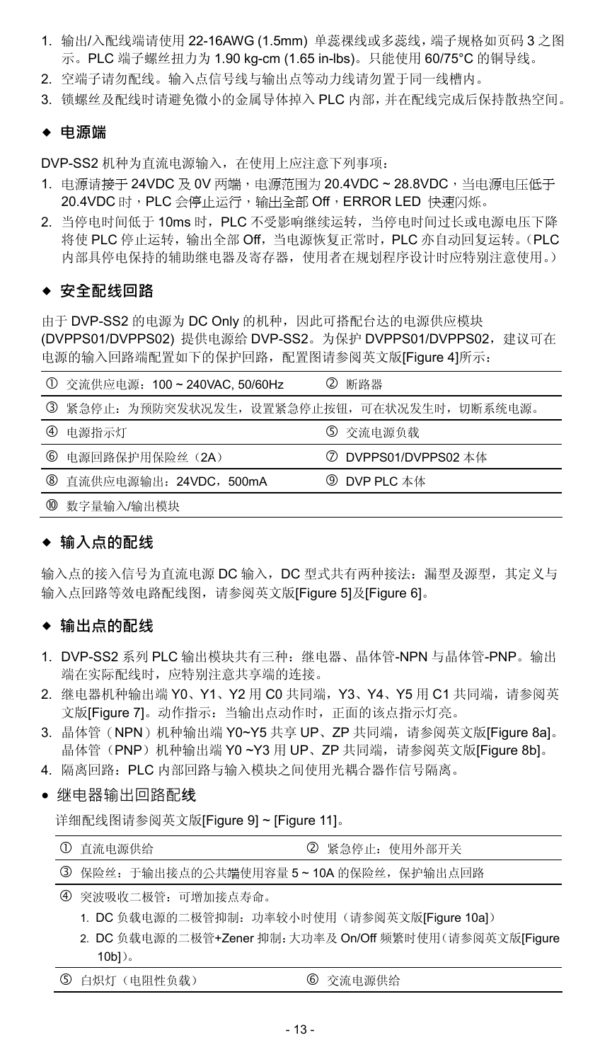1. 输出/入配线端请使用 22-16AWG (1.5mm) 单蕊裸线或多蕊线，端子规格如页码 3 之图示。PLC 端子螺丝扭力为 1.90 kg-cm (1.65 in-lbs)。只能使用 60/75°C 的铜导线。
2. 空端子请勿配线。输入点信号线与输出点等动力线请勿置于同一线槽内。
3. 锁螺丝及配线时请避免微小的金属导体掉入 PLC 内部，并在配线完成后保持散热空间。

### ◆ 电源端

DVP-SS2 机种为直流电源输入，在使用上应注意下列事项：

1. 电源请接于 24VDC 及 0V 两端，电源范围为 20.4VDC ~ 28.8VDC，当电源电压低于 20.4VDC 时，PLC 会停止运行，输出全部 Off，ERROR LED 快速闪烁。
2. 当停电时间低于 10ms 时，PLC 不受影响继续运转，当停电时间过长或电源电压下降将使 PLC 停止运转，输出全部 Off，当电源恢复正常时，PLC 亦自动回复运转。（PLC 内部具停电保持的辅助继电器及寄存器，使用者在规划程序设计时应特别注意使用。）

### ◆ 安全配线回路

由于 DVP-SS2 的电源为 DC Only 的机种，因此可搭配台达的电源供应模块 (DVPPS01/DVPPS02) 提供电源给 DVP-SS2。为保护 DVPPS01/DVPPS02，建议可在电源的输入回路端配置如下的保护回路，配置图请参阅英文版[Figure 4]所示：

| | |
|---|---|
| ① 交流供应电源：100 ~ 240VAC, 50/60Hz | ② 断路器 |
| ③ 紧急停止：为预防突发状况发生，设置紧急停止按钮，可在状况发生时，切断系统电源。 | |
| ④ 电源指示灯 | ⑤ 交流电源负载 |
| ⑥ 电源回路保护用保险丝（2A） | ⑦ DVPPS01/DVPPS02 本体 |
| ⑧ 直流供应电源输出：24VDC，500mA | ⑨ DVP PLC 本体 |
| ⑩ 数字量输入/输出模块 | |

### ◆ 输入点的配线

输入点的接入信号为直流电源 DC 输入，DC 型式共有两种接法：漏型及源型，其定义与输入点回路等效电路配线图，请参阅英文版[Figure 5]及[Figure 6]。

### ◆ 输出点的配线

1. DVP-SS2 系列 PLC 输出模块共有三种：继电器、晶体管-NPN 与晶体管-PNP。输出端在实际配线时，应特别注意共享端的连接。
2. 继电器机种输出端 Y0、Y1、Y2 用 C0 共同端，Y3、Y4、Y5 用 C1 共同端，请参阅英文版[Figure 7]。动作指示：当输出点动作时，正面的该点指示灯亮。
3. 晶体管（NPN）机种输出端 Y0~Y5 共享 UP、ZP 共同端，请参阅英文版[Figure 8a]。晶体管（PNP）机种输出端 Y0 ~Y3 用 UP、ZP 共同端，请参阅英文版[Figure 8b]。
4. 隔离回路：PLC 内部回路与输入模块之间使用光耦合器作信号隔离。

- 继电器输出回路配线

详细配线图请参阅英文版[Figure 9] ~ [Figure 11]。

| | |
|---|---|
| ① 直流电源供给 | ② 紧急停止：使用外部开关 |
| ③ 保险丝：于输出接点的公共端使用容量 5 ~ 10A 的保险丝，保护输出点回路 | |
| ④ 突波吸收二极管：可增加接点寿命。<br>1. DC 负载电源的二极管抑制：功率较小时使用（请参阅英文版[Figure 10a]）<br>2. DC 负载电源的二极管+Zener 抑制：大功率及 On/Off 频繁时使用（请参阅英文版[Figure 10b]）。 | |
| ⑤ 白炽灯（电阻性负载） | ⑥ 交流电源供给 |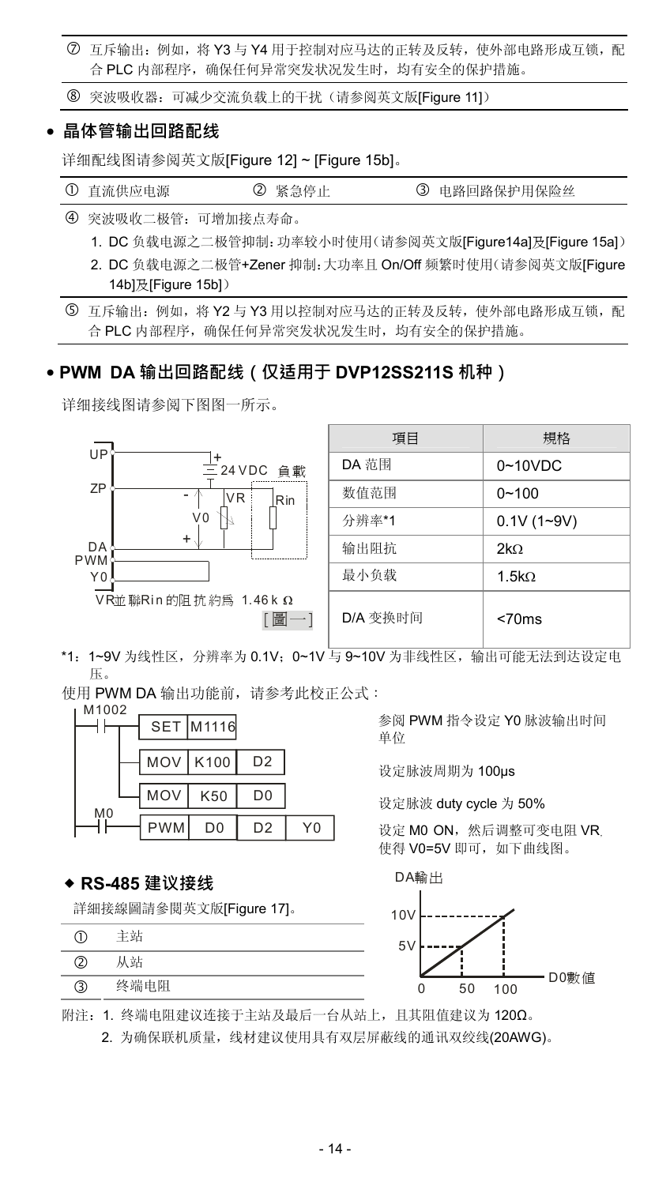⑦ 互斥输出：例如，将 Y3 与 Y4 用于控制对应马达的正转及反转，使外部电路形成互锁，配合 PLC 内部程序，确保任何异常突发状况发生时，均有安全的保护措施。

⑧ 突波吸收器：可减少交流负载上的干扰（请参阅英文版[Figure 11]）

## • 晶体管输出回路配线

详细配线图请参阅英文版[Figure 12] ~ [Figure 15b]。

| ① 直流供应电源 | ② 紧急停止 | ③ 电路回路保护用保险丝 |
|---|---|---|

④ 突波吸收二极管：可增加接点寿命。

1. DC 负载电源之二极管抑制：功率较小时使用（请参阅英文版[Figure14a]及[Figure 15a]）
2. DC 负载电源之二极管+Zener 抑制：大功率且 On/Off 频繁时使用（请参阅英文版[Figure 14b]及[Figure 15b]）

⑤ 互斥输出：例如，将 Y2 与 Y3 用以控制对应马达的正转及反转，使外部电路形成互锁，配合 PLC 内部程序，确保任何异常突发状况发生时，均有安全的保护措施。

## • PWM DA 输出回路配线（仅适用于 DVP12SS211S 机种）

详细接线图请参阅下图图一所示。

UP, ZP, DA PWM, Y0; 24VDC 負載; VR; Rin; V0

VR並聯Rin的阻抗約為 1.46kΩ

[圖一]

| 项目 | 规格 |
|---|---|
| DA 范围 | 0~10VDC |
| 数值范围 | 0~100 |
| 分辨率*1 | 0.1V (1~9V) |
| 输出阻抗 | 2kΩ |
| 最小负载 | 1.5kΩ |
| D/A 变换时间 | <70ms |

*1：1~9V 为线性区，分辨率为 0.1V；0~1V 与 9~10V 为非线性区，输出可能无法到达设定电压。

使用 PWM DA 输出功能前，请参考此校正公式：

```
M1002
──┤├──┬── SET  M1116          参阅 PWM 指令设定 Y0 脉波输出时间单位
      ├── MOV  K100  D2       设定脉波周期为 100μs
      └── MOV  K50   D0       设定脉波 duty cycle 为 50%
M0
──┤├───── PWM  D0    D2   Y0  设定 M0 ON，然后调整可变电阻 VR 使得 V0=5V 即可，如下曲线图。
```

DA輸出: 10V, 5V; D0數值: 0, 50, 100

### ◆ RS-485 建议接线

詳細接線圖請參閱英文版[Figure 17]。

| ① | 主站 |
|---|---|
| ② | 从站 |
| ③ | 终端电阻 |

附注：1. 终端电阻建议连接于主站及最后一台从站上，且其阻值建议为 120Ω。

2. 为确保联机质量，线材建议使用具有双层屏蔽线的通讯双绞线(20AWG)。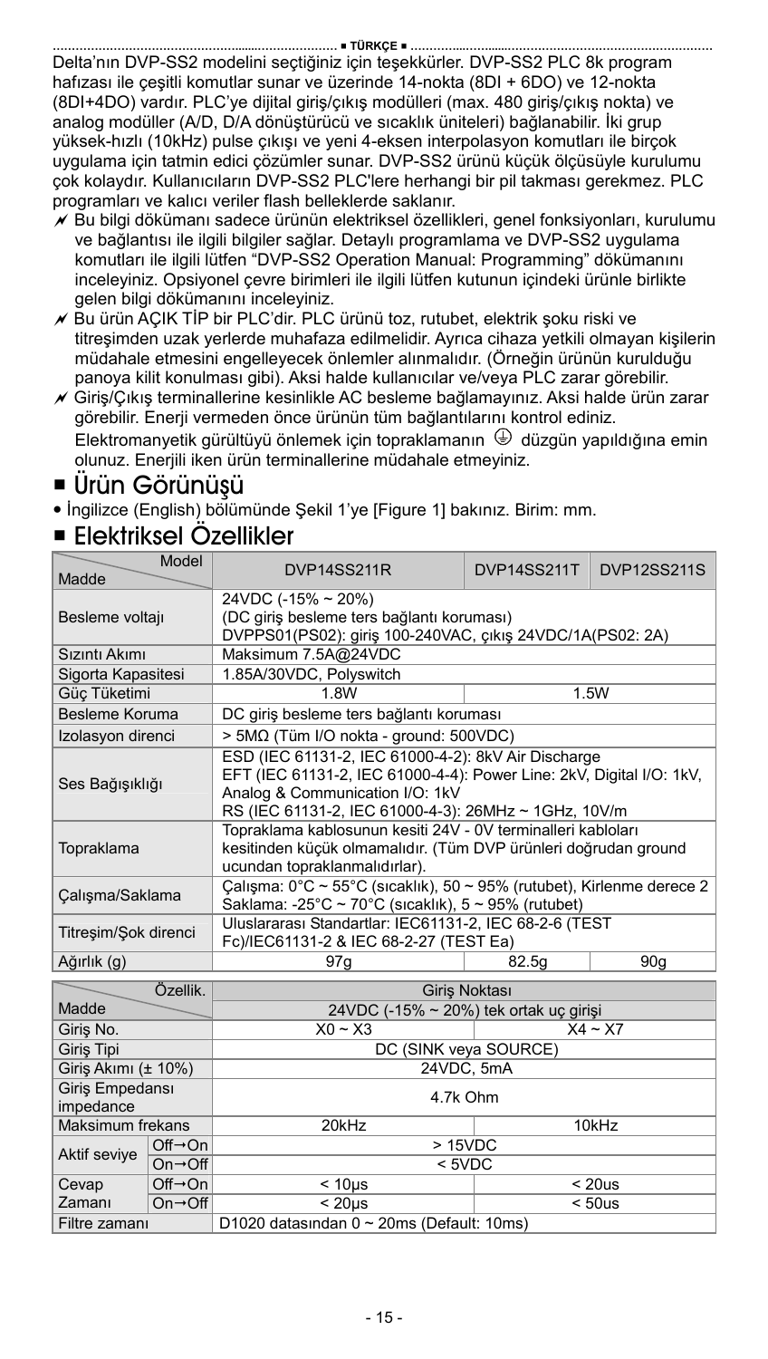■ TÜRKÇE ■

Delta'nın DVP-SS2 modelini seçtiğiniz için teşekkürler. DVP-SS2 PLC 8k program hafızası ile çeşitli komutlar sunar ve üzerinde 14-nokta (8DI + 6DO) ve 12-nokta (8DI+4DO) vardır. PLC'ye dijital giriş/çıkış modülleri (max. 480 giriş/çıkış nokta) ve analog modüller (A/D, D/A dönüştürücü ve sıcaklık üniteleri) bağlanabilir. İki grup yüksek-hızlı (10kHz) pulse çıkışı ve yeni 4-eksen interpolasyon komutları ile birçok uygulama için tatmin edici çözümler sunar. DVP-SS2 ürünü küçük ölçüsüyle kurulumu çok kolaydır. Kullanıcıların DVP-SS2 PLC'lere herhangi bir pil takması gerekmez. PLC programları ve kalıcı veriler flash belleklerde saklanır.

- Bu bilgi dökümanı sadece ürünün elektriksel özellikleri, genel fonksiyonları, kurulumu ve bağlantısı ile ilgili bilgiler sağlar. Detaylı programlama ve DVP-SS2 uygulama komutları ile ilgili lütfen "DVP-SS2 Operation Manual: Programming" dökümanını inceleyiniz. Opsiyonel çevre birimleri ile ilgili lütfen kutunun içindeki ürünle birlikte gelen bilgi dökümanını inceleyiniz.
- Bu ürün AÇIK TİP bir PLC'dir. PLC ürünü toz, rutubet, elektrik şoku riski ve titreşimden uzak yerlerde muhafaza edilmelidir. Ayrıca cihaza yetkili olmayan kişilerin müdahale etmesini engelleyecek önlemler alınmalıdır. (Örneğin ürünün kurulduğu panoya kilit konulması gibi). Aksi halde kullanıcılar ve/veya PLC zarar görebilir.
- Giriş/Çıkış terminallerine kesinlikle AC besleme bağlamayınız. Aksi halde ürün zarar görebilir. Enerji vermeden önce ürünün tüm bağlantılarını kontrol ediniz. Elektromanyetik gürültüyü önlemek için topraklamanın ⏚ düzgün yapıldığına emin olunuz. Enerjili iken ürün terminallerine müdahale etmeyiniz.

## ■ Ürün Görünüşü

- İngilizce (English) bölümünde Şekil 1'ye [Figure 1] bakınız. Birim: mm.

## ■ Elektriksel Özellikler

| Madde \ Model | DVP14SS211R | DVP14SS211T | DVP12SS211S |
|---|---|---|---|
| Besleme voltajı | 24VDC (-15% ~ 20%)<br>(DC giriş besleme ters bağlantı koruması)<br>DVPPS01(PS02): giriş 100-240VAC, çıkış 24VDC/1A(PS02: 2A) | | |
| Sızıntı Akımı | Maksimum 7.5A@24VDC | | |
| Sigorta Kapasitesi | 1.85A/30VDC, Polyswitch | | |
| Güç Tüketimi | 1.8W | 1.5W | |
| Besleme Koruma | DC giriş besleme ters bağlantı koruması | | |
| Izolasyon direnci | > 5MΩ (Tüm I/O nokta - ground: 500VDC) | | |
| Ses Bağışıklığı | ESD (IEC 61131-2, IEC 61000-4-2): 8kV Air Discharge<br>EFT (IEC 61131-2, IEC 61000-4-4): Power Line: 2kV, Digital I/O: 1kV, Analog & Communication I/O: 1kV<br>RS (IEC 61131-2, IEC 61000-4-3): 26MHz ~ 1GHz, 10V/m | | |
| Topraklama | Topraklama kablosunun kesiti 24V - 0V terminalleri kabloları kesitinden küçük olmamalıdır. (Tüm DVP ürünleri doğrudan ground ucundan topraklanmalıdırlar). | | |
| Çalışma/Saklama | Çalışma: 0°C ~ 55°C (sıcaklık), 50 ~ 95% (rutubet), Kirlenme derece 2<br>Saklama: -25°C ~ 70°C (sıcaklık), 5 ~ 95% (rutubet) | | |
| Titreşim/Şok direnci | Uluslararası Standartlar: IEC61131-2, IEC 68-2-6 (TEST Fc)/IEC61131-2 & IEC 68-2-27 (TEST Ea) | | |
| Ağırlık (g) | 97g | 82.5g | 90g |

| Madde \ Özellik. | | Giriş Noktası | |
|---|---|---|---|
| | | 24VDC (-15% ~ 20%) tek ortak uç girişi | |
| Giriş No. | | X0 ~ X3 | X4 ~ X7 |
| Giriş Tipi | | DC (SINK veya SOURCE) | |
| Giriş Akımı (± 10%) | | 24VDC, 5mA | |
| Giriş Empedansı impedance | | 4.7k Ohm | |
| Maksimum frekans | | 20kHz | 10kHz |
| Aktif seviye | Off→On | > 15VDC | |
| | On→Off | < 5VDC | |
| Cevap Zamanı | Off→On | < 10µs | < 20us |
| | On→Off | < 20µs | < 50us |
| Filtre zamanı | | D1020 datasından 0 ~ 20ms (Default: 10ms) | |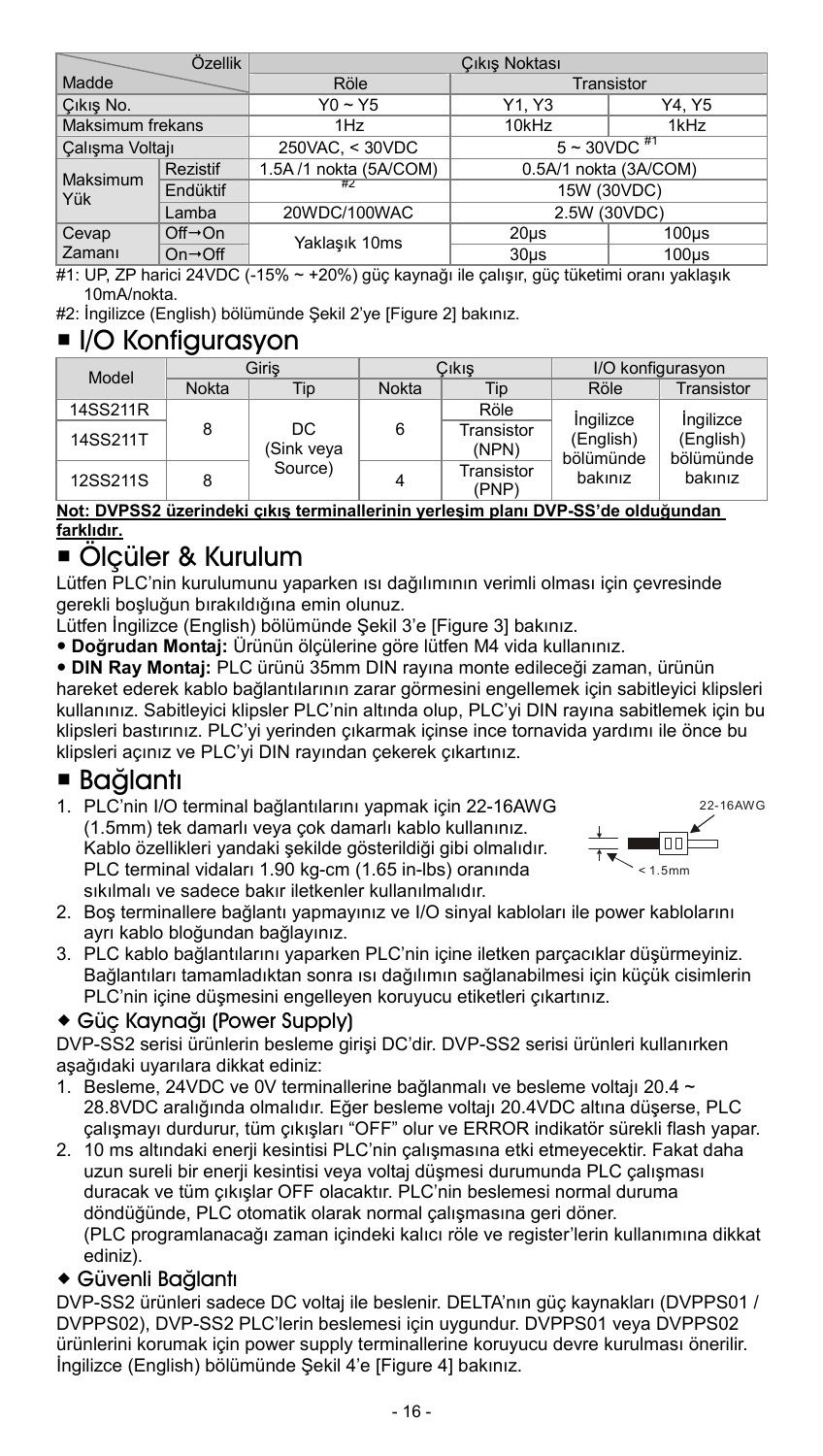| Özellik / Madde | | Çıkış Noktası | | |
|---|---|---|---|---|
| | | Röle | Transistor | |
| Çıkış No. | | Y0 ~ Y5 | Y1, Y3 | Y4, Y5 |
| Maksimum frekans | | 1Hz | 10kHz | 1kHz |
| Çalışma Voltajı | | 250VAC, < 30VDC | 5 ~ 30VDC #1 | |
| Maksimum Yük | Rezistif | 1.5A /1 nokta (5A/COM) | 0.5A/1 nokta (3A/COM) | |
| | Endüktif | #2 | 15W (30VDC) | |
| | Lamba | 20WDC/100WAC | 2.5W (30VDC) | |
| Cevap Zamanı | Off→On | Yaklaşık 10ms | 20μs | 100μs |
| | On→Off | | 30μs | 100μs |

#1: UP, ZP harici 24VDC (-15% ~ +20%) güç kaynağı ile çalışır, güç tüketimi oranı yaklaşık 10mA/nokta.

#2: İngilizce (English) bölümünde Şekil 2'ye [Figure 2] bakınız.

## ■ I/O Konfigurasyon

| Model | Giriş | | Çıkış | | I/O konfigurasyon | |
|---|---|---|---|---|---|---|
| | Nokta | Tip | Nokta | Tip | Röle | Transistor |
| 14SS211R | 8 | DC (Sink veya Source) | 6 | Röle | İngilizce (English) bölümünde bakınız | İngilizce (English) bölümünde bakınız |
| 14SS211T | | | | Transistor (NPN) | | |
| 12SS211S | 8 | | 4 | Transistor (PNP) | | |

**Not: DVPSS2 üzerindeki çıkış terminallerinin yerleşim planı DVP-SS'de olduğundan farklıdır.**

## ■ Ölçüler & Kurulum

Lütfen PLC'nin kurulumunu yaparken ısı dağılımının verimli olması için çevresinde gerekli boşluğun bırakıldığına emin olunuz.

Lütfen İngilizce (English) bölümünde Şekil 3'e [Figure 3] bakınız.

- **Doğrudan Montaj:** Ürünün ölçülerine göre lütfen M4 vida kullanınız.
- **DIN Ray Montaj:** PLC ürünü 35mm DIN rayına monte edileceği zaman, ürünün hareket ederek kablo bağlantılarının zarar görmesini engellemek için sabitleyici klipsleri kullanınız. Sabitleyici klipsler PLC'nin altında olup, PLC'yi DIN rayına sabitlemek için bu klipsleri bastırınız. PLC'yi yerinden çıkarmak içinse ince tornavida yardımı ile önce bu klipsleri açınız ve PLC'yi DIN rayından çekerek çıkartınız.

## ■ Bağlantı

1. PLC'nin I/O terminal bağlantılarını yapmak için 22-16AWG (1.5mm) tek damarlı veya çok damarlı kablo kullanınız. Kablo özellikleri yandaki şekilde gösterildiği gibi olmalıdır. PLC terminal vidaları 1.90 kg-cm (1.65 in-lbs) oranında sıkılmalı ve sadece bakır iletkenler kullanılmalıdır.

22-16AWG
< 1.5mm

2. Boş terminallere bağlantı yapmayınız ve I/O sinyal kabloları ile power kablolarını ayrı kablo bloğundan bağlayınız.
3. PLC kablo bağlantılarını yaparken PLC'nin içine iletken parçacıklar düşürmeyiniz. Bağlantıları tamamladıktan sonra ısı dağılımın sağlanabilmesi için küçük cisimlerin PLC'nin içine düşmesini engelleyen koruyucu etiketleri çıkartınız.

### ◆ Güç Kaynağı (Power Supply)

DVP-SS2 serisi ürünlerin besleme girişi DC'dir. DVP-SS2 serisi ürünleri kullanırken aşağıdaki uyarılara dikkat ediniz:

1. Besleme, 24VDC ve 0V terminallerine bağlanmalı ve besleme voltajı 20.4 ~ 28.8VDC aralığında olmalıdır. Eğer besleme voltajı 20.4VDC altına düşerse, PLC çalışmayı durdurur, tüm çıkışları "OFF" olur ve ERROR indikatör sürekli flash yapar.
2. 10 ms altındaki enerji kesintisi PLC'nin çalışmasına etki etmeyecektir. Fakat daha uzun sureli bir enerji kesintisi veya voltaj düşmesi durumunda PLC çalışması duracak ve tüm çıkışlar OFF olacaktır. PLC'nin beslemesi normal duruma döndüğünde, PLC otomatik olarak normal çalışmasına geri döner.
(PLC programlanacağı zaman içindeki kalıcı röle ve register'lerin kullanımına dikkat ediniz).

### ◆ Güvenli Bağlantı

DVP-SS2 ürünleri sadece DC voltaj ile beslenir. DELTA'nın güç kaynakları (DVPPS01 / DVPPS02), DVP-SS2 PLC'lerin beslemesi için uygundur. DVPPS01 veya DVPPS02 ürünlerini korumak için power supply terminallerine koruyucu devre kurulması önerilir. İngilizce (English) bölümünde Şekil 4'e [Figure 4] bakınız.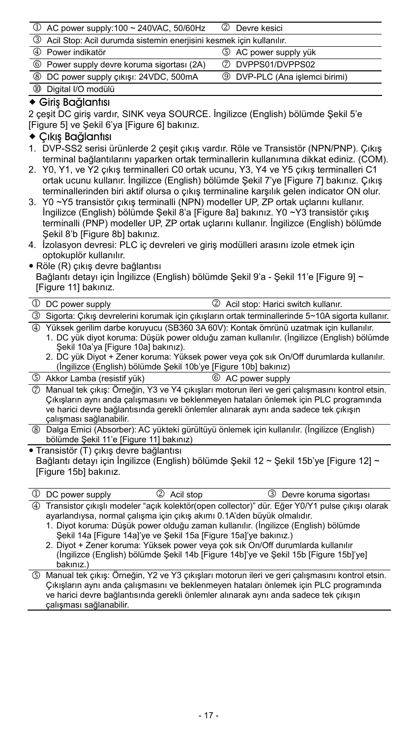| | |
|---|---|
| ① AC power supply:100 ~ 240VAC, 50/60Hz | ② Devre kesici |
| ③ Acil Stop: Acil durumda sistemin enerjisini kesmek için kullanılır. | |
| ④ Power indikatör | ⑤ AC power supply yük |
| ⑥ Power supply devre koruma sigortası (2A) | ⑦ DVPPS01/DVPPS02 |
| ⑧ DC power supply çıkışı: 24VDC, 500mA | ⑨ DVP-PLC (Ana işlemci birimi) |
| ⑩ Digital I/O modülü | |

◆ **Giriş Bağlantısı**

2 çeşit DC giriş vardır, SINK veya SOURCE. İngilizce (English) bölümde Şekil 5'e [Figure 5] ve Şekil 6'ya [Figure 6] bakınız.

◆ **Çıkış Bağlantısı**

1. DVP-SS2 serisi ürünlerde 2 çeşit çıkış vardır. Röle ve Transistör (NPN/PNP). Çıkış terminal bağlantılarını yaparken ortak terminallerin kullanımına dikkat ediniz. (COM).
2. Y0, Y1, ve Y2 çıkış terminalleri C0 ortak ucunu, Y3, Y4 ve Y5 çıkış terminalleri C1 ortak ucunu kullanır. İngilizce (English) bölümde Şekil 7'ye [Figure 7] bakınız. Çıkış terminallerinden biri aktif olursa o çıkış terminaline karşılık gelen indicator ON olur.
3. Y0 ~Y5 transistör çıkış terminalli (NPN) modeller UP, ZP ortak uçlarını kullanır. İngilizce (English) bölümde Şekil 8'a [Figure 8a] bakınız. Y0 ~Y3 transistör çıkış terminalli (PNP) modeller UP, ZP ortak uçlarını kullanır. İngilizce (English) bölümde Şekil 8'b [Figure 8b] bakınız.
4. İzolasyon devresi: PLC iç devreleri ve giriş modülleri arasını izole etmek için optokuplör kullanılır.

- Röle (R) çıkış devre bağlantısı
  Bağlantı detayı için İngilizce (English) bölümde Şekil 9'a - Şekil 11'e [Figure 9] ~ [Figure 11] bakınız.

| | |
|---|---|
| ① DC power supply | ② Acil stop: Harici switch kullanır. |
| ③ Sigorta: Çıkış devrelerini korumak için çıkışların ortak terminallerinde 5~10A sigorta kullanır. | |
| ④ Yüksek gerilim darbe koruyucu (SB360 3A 60V): Kontak ömrünü uzatmak için kullanılır.<br>1. DC yük diyot koruma: Düşük power olduğu zaman kullanılır. (İngilizce (English) bölümde Şekil 10a'ya [Figure 10a] bakınız).<br>2. DC yük Diyot + Zener koruma: Yüksek power veya çok sık On/Off durumlarda kullanılır. (İngilizce (English) bölümde Şekil 10b'ye [Figure 10b] bakınız) | |
| ⑤ Akkor Lamba (resistif yük) | ⑥ AC power supply |
| ⑦ Manual tek çıkış: Örneğin, Y3 ve Y4 çıkışları motorun ileri ve geri çalışmasını kontrol etsin. Çıkışların aynı anda çalışmasını ve beklenmeyen hataları önlemek için PLC programında ve harici devre bağlantısında gerekli önlemler alınarak aynı anda sadece tek çıkışın çalışması sağlanabilir. | |
| ⑧ Dalga Emici (Absorber): AC yükteki gürültüyü önlemek için kullanılır. (İngilizce (English) bölümde Şekil 11'e [Figure 11] bakınız) | |

- Transistör (T) çıkış devre bağlantısı
  Bağlantı detayı için İngilizce (English) bölümde Şekil 12 ~ Şekil 15b'ye [Figure 12] ~ [Figure 15b] bakınız.

| | | |
|---|---|---|
| ① DC power supply | ② Acil stop | ③ Devre koruma sigortası |
| ④ Transistor çıkışlı modeler "açık kolektör(open collector)" dür. Eğer Y0/Y1 pulse çıkışı olarak ayarlandıysa, normal çalışma için çıkış akımı 0.1A'den büyük olmalıdır.<br>1. Diyot koruma: Düşük power olduğu zaman kullanılır. (İngilizce (English) bölümde Şekil 14a [Figure 14a]'ye ve Şekil 15a [Figure 15a]'ye bakınız.)<br>2. Diyot + Zener koruma: Yüksek power veya çok sık On/Off durumlarda kullanılır (İngilizce (English) bölümde Şekil 14b [Figure 14b]'ye ve Şekil 15b [Figure 15b]'ye] bakınız.) | | |
| ⑤ Manual tek çıkış: Örneğin, Y2 ve Y3 çıkışları motorun ileri ve geri çalışmasını kontrol etsin. Çıkışların aynı anda çalışmasını ve beklenmeyen hataları önlemek için PLC programında ve harici devre bağlantısında gerekli önlemler alınarak aynı anda sadece tek çıkışın çalışması sağlanabilir. | | |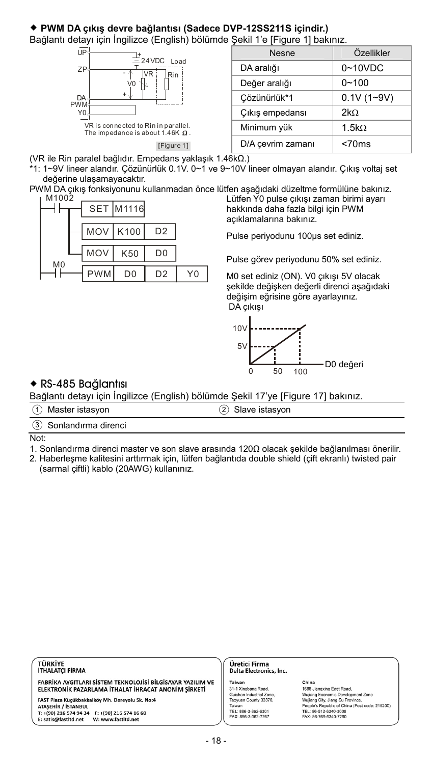## ◆ PWM DA çıkış devre bağlantısı (Sadece DVP-12SS211S içindir.)

Bağlantı detayı için İngilizce (English) bölümde Şekil 1'e [Figure 1] bakınız.

UP
ZP
DA PWM
Y0
24VDC
Load
VR
Rin
V0
VR is connected to Rin in parallel.
The impedance is about 1.46K Ω.
[Figure 1]

| Nesne | Özellikler |
|---|---|
| DA aralığı | 0~10VDC |
| Değer aralığı | 0~100 |
| Çözünürlük*1 | 0.1V (1~9V) |
| Çıkış empedansı | 2kΩ |
| Minimum yük | 1.5kΩ |
| D/A çevrim zamanı | <70ms |

(VR ile Rin paralel bağlıdır. Empedans yaklaşık 1.46kΩ.)

*1: 1~9V lineer alandır. Çözünürlük 0.1V. 0~1 ve 9~10V lineer olmayan alandır. Çıkış voltaj set değerine ulaşamayacaktır.

PWM DA çıkış fonksiyonunu kullanmadan önce lütfen aşağıdaki düzeltme formülüne bakınız.

```
M1002
--| |----[SET M1116]
     |---[MOV K100 D2]
     |---[MOV K50  D0]
M0
--| |----[PWM D0 D2 Y0]
```

Lütfen Y0 pulse çıkışı zaman birimi ayarı hakkında daha fazla bilgi için PWM açıklamalarına bakınız.

Pulse periyodunu 100μs set ediniz.

Pulse görev periyodunu 50% set ediniz.

M0 set ediniz (ON). V0 çıkışı 5V olacak şekilde değişken değerli direnci aşağıdaki değişim eğrisine göre ayarlayınız.

DA çıkışı
10V
5V
0
50
100
D0 değeri

## ◆ RS-485 Bağlantısı

Bağlantı detayı için İngilizce (English) bölümde Şekil 17'ye [Figure 17] bakınız.

| | |
|---|---|
| ① Master istasyon | ② Slave istasyon |
| ③ Sonlandırma direnci | |

Not:

1. Sonlandırma direnci master ve son slave arasında 120Ω olacak şekilde bağlanılması önerilir.
2. Haberleşme kalitesini arttırmak için, lütfen bağlantıda double shield (çift ekranlı) twisted pair (sarmal çiftli) kablo (20AWG) kullanınız.

**TÜRKİYE İTHALATÇI FİRMA**

FABRİKA AYGITLARI SİSTEM TEKNOLOJİSİ BİLGİSAYAR YAZILIM VE ELEKTRONİK PAZARLAMA İTHALAT İHRACAT ANONİM ŞİRKETİ

FAST Plaza Küçükbakkalköy Mh. Dereyolu Sk. No:4
ATAŞEHİR / İSTANBUL
T: +(90) 216 574 94 34 F: +(90) 216 574 16 60
E: satis@fastltd.net W: www.fastltd.net

**Üretici Firma**
**Delta Electronics, Inc.**

Taiwan
31-1 Xingbang Road,
Guishan Industrial Zone,
Taoyuan County 33370,
Taiwan
TEL: 886-3-362-6301
FAX: 886-3-362-7267

China
1688 Jiangxing East Road,
Wujiang Economic Development Zone
Wujiang City, Jiang Su Province,
People's Republic of China (Post code: 215200)
TEL: 86-512-6340-3008
FAX: 86-769-6340-7290